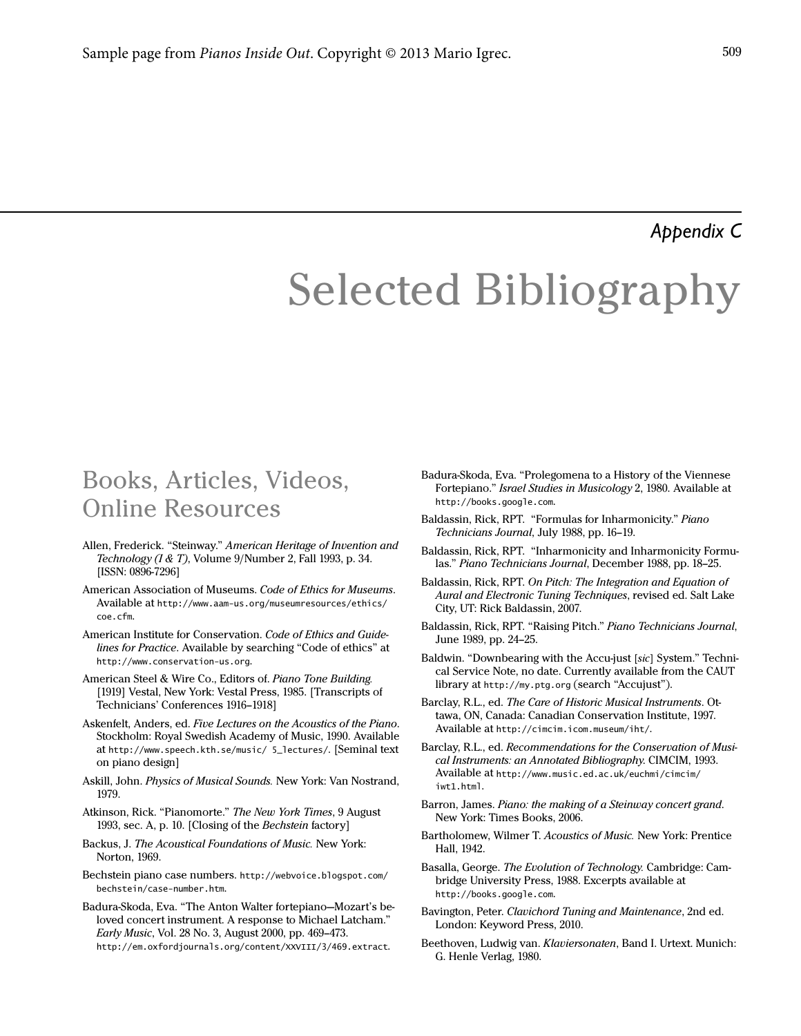## Appendix C

# Selected Bibliography

## Books, Articles, Videos, Online Resources

Allen, Frederick. "Steinway." *American Heritage of Invention and Technology (I & T)*, Volume 9/Number 2, Fall 1993, p. 34. [ISSN: 0896-7296]

American Association of Museums. *Code of Ethics for Museums*. Available at http://www.aam-us.org/museumresources/ethics/coe.cfm.

American Institute for Conservation. *Code of Ethics and Guidelines for Practice*. Available by searching "Code of ethics" at http://www.conservation-us.org.

American Steel & Wire Co., Editors of. *Piano Tone Building.* [1919] Vestal, New York: Vestal Press, 1985. [Transcripts of Technicians' Conferences 1916–1918]

Askenfelt, Anders, ed. *Five Lectures on the Acoustics of the Piano*. Stockholm: Royal Swedish Academy of Music, 1990. Available at http://www.speech.kth.se/music/ 5_lectures/. [Seminal text on piano design]

Askill, John. *Physics of Musical Sounds.* New York: Van Nostrand, 1979.

Atkinson, Rick. "Pianomorte." *The New York Times*, 9 August 1993, sec. A, p. 10. [Closing of the *Bechstein* factory]

Backus, J. *The Acoustical Foundations of Music.* New York: Norton, 1969.

Bechstein piano case numbers. http://webvoice.blogspot.com/bechstein/case-number.htm.

Badura-Skoda, Eva. "The Anton Walter fortepiano—Mozart's beloved concert instrument. A response to Michael Latcham." *Early Music*, Vol. 28 No. 3, August 2000, pp. 469–473. http://em.oxfordjournals.org/content/XXVIII/3/469.extract.

Badura-Skoda, Eva. "Prolegomena to a History of the Viennese Fortepiano." *Israel Studies in Musicology* 2, 1980. Available at http://books.google.com.

Baldassin, Rick, RPT. "Formulas for Inharmonicity." *Piano Technicians Journal*, July 1988, pp. 16–19.

Baldassin, Rick, RPT. "Inharmonicity and Inharmonicity Formulas." *Piano Technicians Journal*, December 1988, pp. 18–25.

Baldassin, Rick, RPT. *On Pitch: The Integration and Equation of Aural and Electronic Tuning Techniques*, revised ed. Salt Lake City, UT: Rick Baldassin, 2007.

Baldassin, Rick, RPT. "Raising Pitch." *Piano Technicians Journal*, June 1989, pp. 24–25.

Baldwin. "Downbearing with the Accu-just [*sic*] System." Technical Service Note, no date. Currently available from the CAUT library at http://my.ptg.org (search "Accujust").

Barclay, R.L., ed. *The Care of Historic Musical Instruments*. Ottawa, ON, Canada: Canadian Conservation Institute, 1997. Available at http://cimcim.icom.museum/iht/.

Barclay, R.L., ed. *Recommendations for the Conservation of Musical Instruments: an Annotated Bibliography.* CIMCIM, 1993. Available at http://www.music.ed.ac.uk/euchmi/cimcim/iwt1.html.

Barron, James. *Piano: the making of a Steinway concert grand*. New York: Times Books, 2006.

Bartholomew, Wilmer T. *Acoustics of Music.* New York: Prentice Hall, 1942.

Basalla, George. *The Evolution of Technology.* Cambridge: Cambridge University Press, 1988. Excerpts available at http://books.google.com.

Bavington, Peter. *Clavichord Tuning and Maintenance*, 2nd ed. London: Keyword Press, 2010.

Beethoven, Ludwig van. *Klaviersonaten*, Band I. Urtext. Munich: G. Henle Verlag, 1980.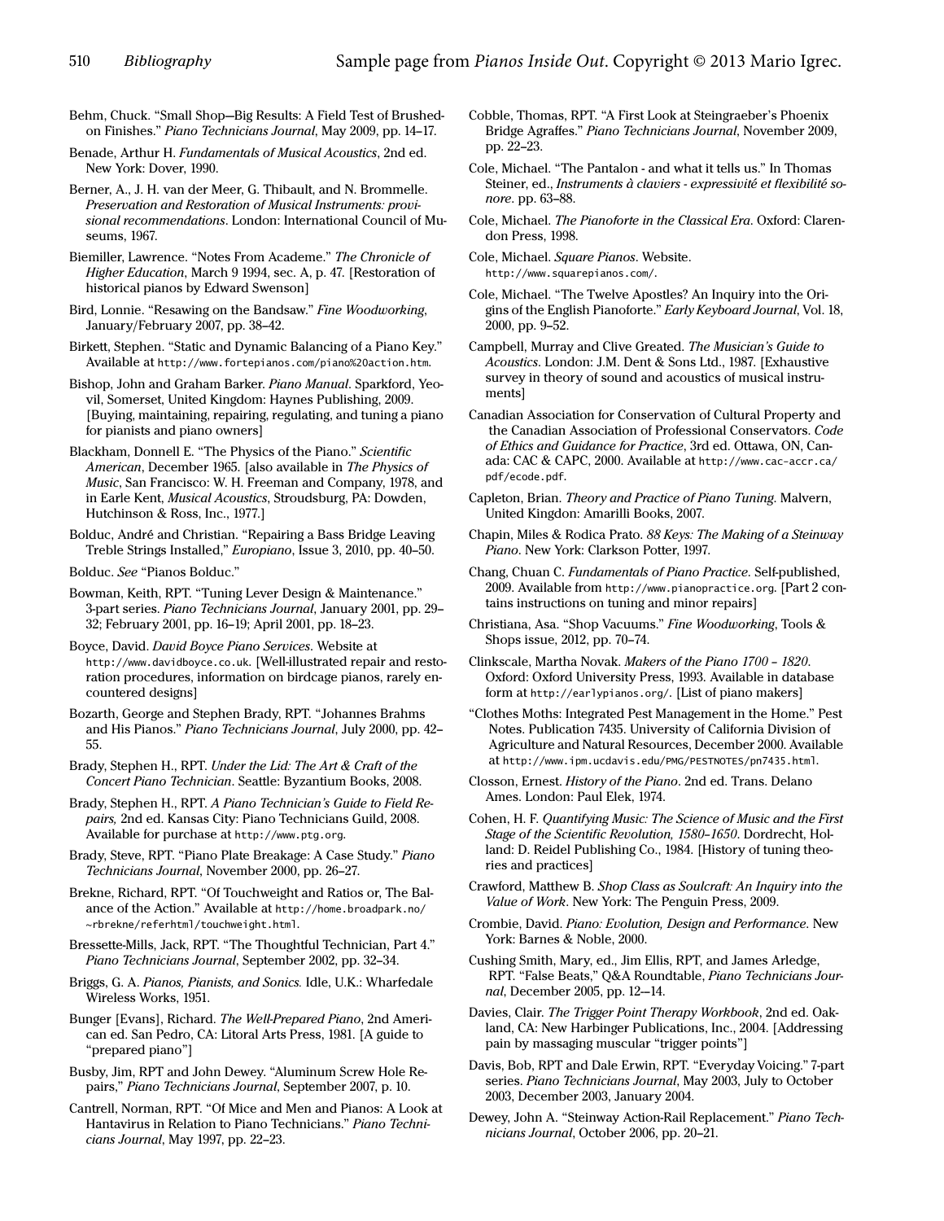Behm, Chuck. “Small Shop—Big Results: A Field Test of Brushed-on Finishes.” *Piano Technicians Journal*, May 2009, pp. 14–17.

Benade, Arthur H. *Fundamentals of Musical Acoustics*, 2nd ed. New York: Dover, 1990.

Berner, A., J. H. van der Meer, G. Thibault, and N. Brommelle. *Preservation and Restoration of Musical Instruments: provisional recommendations*. London: International Council of Museums, 1967.

Biemiller, Lawrence. “Notes From Academe.” *The Chronicle of Higher Education*, March 9 1994, sec. A, p. 47. [Restoration of historical pianos by Edward Swenson]

Bird, Lonnie. “Resawing on the Bandsaw.” *Fine Woodworking*, January/February 2007, pp. 38–42.

Birkett, Stephen. “Static and Dynamic Balancing of a Piano Key.” Available at http://www.fortepianos.com/piano%20action.htm.

Bishop, John and Graham Barker. *Piano Manual*. Sparkford, Yeovil, Somerset, United Kingdom: Haynes Publishing, 2009. [Buying, maintaining, repairing, regulating, and tuning a piano for pianists and piano owners]

Blackham, Donnell E. “The Physics of the Piano.” *Scientific American*, December 1965. [also available in *The Physics of Music*, San Francisco: W. H. Freeman and Company, 1978, and in Earle Kent, *Musical Acoustics*, Stroudsburg, PA: Dowden, Hutchinson & Ross, Inc., 1977.]

Bolduc, André and Christian. “Repairing a Bass Bridge Leaving Treble Strings Installed,” *Europiano*, Issue 3, 2010, pp. 40–50.

Bolduc. *See* “Pianos Bolduc.”

Bowman, Keith, RPT. “Tuning Lever Design & Maintenance.” 3-part series. *Piano Technicians Journal*, January 2001, pp. 29–32; February 2001, pp. 16–19; April 2001, pp. 18–23.

Boyce, David. *David Boyce Piano Services*. Website at http://www.davidboyce.co.uk. [Well-illustrated repair and restoration procedures, information on birdcage pianos, rarely encountered designs]

Bozarth, George and Stephen Brady, RPT. “Johannes Brahms and His Pianos.” *Piano Technicians Journal*, July 2000, pp. 42–55.

Brady, Stephen H., RPT. *Under the Lid: The Art & Craft of the Concert Piano Technician*. Seattle: Byzantium Books, 2008.

Brady, Stephen H., RPT. *A Piano Technician’s Guide to Field Repairs,* 2nd ed. Kansas City: Piano Technicians Guild, 2008. Available for purchase at http://www.ptg.org.

Brady, Steve, RPT. “Piano Plate Breakage: A Case Study.” *Piano Technicians Journal*, November 2000, pp. 26–27.

Brekne, Richard, RPT. “Of Touchweight and Ratios or, The Balance of the Action.” Available at http://home.broadpark.no/~rbrekne/referhtml/touchweight.html.

Bressette-Mills, Jack, RPT. “The Thoughtful Technician, Part 4.” *Piano Technicians Journal*, September 2002, pp. 32–34.

Briggs, G. A. *Pianos, Pianists, and Sonics.* Idle, U.K.: Wharfedale Wireless Works, 1951.

Bunger [Evans], Richard. *The Well-Prepared Piano*, 2nd American ed. San Pedro, CA: Litoral Arts Press, 1981. [A guide to “prepared piano”]

Busby, Jim, RPT and John Dewey. “Aluminum Screw Hole Repairs,” *Piano Technicians Journal*, September 2007, p. 10.

Cantrell, Norman, RPT. “Of Mice and Men and Pianos: A Look at Hantavirus in Relation to Piano Technicians.” *Piano Technicians Journal*, May 1997, pp. 22–23.

Cobble, Thomas, RPT. “A First Look at Steingraeber’s Phoenix Bridge Agraffes.” *Piano Technicians Journal*, November 2009, pp. 22–23.

Cole, Michael. “The Pantalon - and what it tells us.” In Thomas Steiner, ed., *Instruments à claviers - expressivité et flexibilité sonore*. pp. 63–88.

Cole, Michael. *The Pianoforte in the Classical Era*. Oxford: Clarendon Press, 1998.

Cole, Michael. *Square Pianos*. Website. http://www.squarepianos.com/.

Cole, Michael. “The Twelve Apostles? An Inquiry into the Origins of the English Pianoforte.” *Early Keyboard Journal*, Vol. 18, 2000, pp. 9–52.

Campbell, Murray and Clive Greated. *The Musician’s Guide to Acoustics*. London: J.M. Dent & Sons Ltd., 1987. [Exhaustive survey in theory of sound and acoustics of musical instruments]

Canadian Association for Conservation of Cultural Property and the Canadian Association of Professional Conservators. *Code of Ethics and Guidance for Practice*, 3rd ed. Ottawa, ON, Canada: CAC & CAPC, 2000. Available at http://www.cac-accr.ca/pdf/ecode.pdf.

Capleton, Brian. *Theory and Practice of Piano Tuning*. Malvern, United Kingdon: Amarilli Books, 2007.

Chapin, Miles & Rodica Prato. *88 Keys: The Making of a Steinway Piano*. New York: Clarkson Potter, 1997.

Chang, Chuan C. *Fundamentals of Piano Practice*. Self-published, 2009. Available from http://www.pianopractice.org. [Part 2 contains instructions on tuning and minor repairs]

Christiana, Asa. “Shop Vacuums.” *Fine Woodworking*, Tools & Shops issue, 2012, pp. 70–74.

Clinkscale, Martha Novak. *Makers of the Piano 1700 – 1820*. Oxford: Oxford University Press, 1993. Available in database form at http://earlypianos.org/. [List of piano makers]

“Clothes Moths: Integrated Pest Management in the Home.” Pest Notes. Publication 7435. University of California Division of Agriculture and Natural Resources, December 2000. Available at http://www.ipm.ucdavis.edu/PMG/PESTNOTES/pn7435.html.

Closson, Ernest. *History of the Piano*. 2nd ed. Trans. Delano Ames. London: Paul Elek, 1974.

Cohen, H. F. *Quantifying Music: The Science of Music and the First Stage of the Scientific Revolution, 1580–1650*. Dordrecht, Holland: D. Reidel Publishing Co., 1984. [History of tuning theories and practices]

Crawford, Matthew B. *Shop Class as Soulcraft: An Inquiry into the Value of Work*. New York: The Penguin Press, 2009.

Crombie, David. *Piano: Evolution, Design and Performance.* New York: Barnes & Noble, 2000.

Cushing Smith, Mary, ed., Jim Ellis, RPT, and James Arledge, RPT. “False Beats,” Q&A Roundtable, *Piano Technicians Journal*, December 2005, pp. 12—14.

Davies, Clair. *The Trigger Point Therapy Workbook*, 2nd ed. Oakland, CA: New Harbinger Publications, Inc., 2004. [Addressing pain by massaging muscular “trigger points”]

Davis, Bob, RPT and Dale Erwin, RPT. “Everyday Voicing.” 7-part series. *Piano Technicians Journal*, May 2003, July to October 2003, December 2003, January 2004.

Dewey, John A. “Steinway Action-Rail Replacement.” *Piano Technicians Journal*, October 2006, pp. 20–21.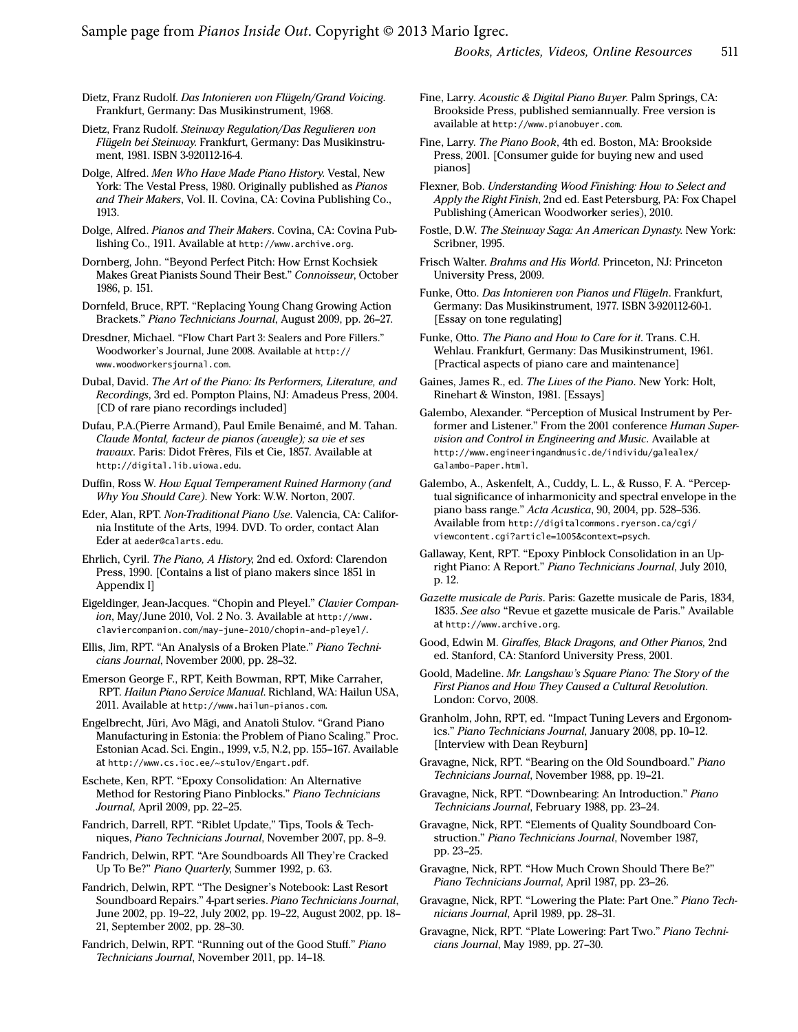Dietz, Franz Rudolf. *Das Intonieren von Flügeln/Grand Voicing*. Frankfurt, Germany: Das Musikinstrument, 1968.

Dietz, Franz Rudolf. *Steinway Regulation/Das Regulieren von Flügeln bei Steinway.* Frankfurt, Germany: Das Musikinstrument, 1981. ISBN 3-920112-16-4.

Dolge, Alfred. *Men Who Have Made Piano History.* Vestal, New York: The Vestal Press, 1980. Originally published as *Pianos and Their Makers*, Vol. II. Covina, CA: Covina Publishing Co., 1913.

Dolge, Alfred. *Pianos and Their Makers*. Covina, CA: Covina Publishing Co., 1911. Available at http://www.archive.org.

Dornberg, John. "Beyond Perfect Pitch: How Ernst Kochsiek Makes Great Pianists Sound Their Best." *Connoisseur*, October 1986, p. 151.

Dornfeld, Bruce, RPT. "Replacing Young Chang Growing Action Brackets." *Piano Technicians Journal*, August 2009, pp. 26–27.

Dresdner, Michael. "Flow Chart Part 3: Sealers and Pore Fillers." Woodworker's Journal, June 2008. Available at http://www.woodworkersjournal.com.

Dubal, David. *The Art of the Piano: Its Performers, Literature, and Recordings*, 3rd ed. Pompton Plains, NJ: Amadeus Press, 2004. [CD of rare piano recordings included]

Dufau, P.A.(Pierre Armand), Paul Emile Benaimé, and M. Tahan. *Claude Montal, facteur de pianos (aveugle); sa vie et ses travaux*. Paris: Didot Frères, Fils et Cie, 1857. Available at http://digital.lib.uiowa.edu.

Duffin, Ross W. *How Equal Temperament Ruined Harmony (and Why You Should Care)*. New York: W.W. Norton, 2007.

Eder, Alan, RPT. *Non-Traditional Piano Use.* Valencia, CA: California Institute of the Arts, 1994. DVD. To order, contact Alan Eder at aeder@calarts.edu.

Ehrlich, Cyril. *The Piano, A History,* 2nd ed. Oxford: Clarendon Press, 1990. [Contains a list of piano makers since 1851 in Appendix I]

Eigeldinger, Jean-Jacques. "Chopin and Pleyel." *Clavier Companion*, May/June 2010, Vol. 2 No. 3. Available at http://www.claviercompanion.com/may-june-2010/chopin-and-pleyel/.

Ellis, Jim, RPT. "An Analysis of a Broken Plate." *Piano Technicians Journal*, November 2000, pp. 28–32.

Emerson George F., RPT, Keith Bowman, RPT, Mike Carraher, RPT. *Hailun Piano Service Manual.* Richland, WA: Hailun USA, 2011. Available at http://www.hailun-pianos.com.

Engelbrecht, Jüri, Avo Mägi, and Anatoli Stulov. "Grand Piano Manufacturing in Estonia: the Problem of Piano Scaling." Proc. Estonian Acad. Sci. Engin., 1999, v.5, N.2, pp. 155–167. Available at http://www.cs.ioc.ee/~stulov/Engart.pdf.

Eschete, Ken, RPT. "Epoxy Consolidation: An Alternative Method for Restoring Piano Pinblocks." *Piano Technicians Journal*, April 2009, pp. 22–25.

Fandrich, Darrell, RPT. "Riblet Update," Tips, Tools & Techniques, *Piano Technicians Journal*, November 2007, pp. 8–9.

Fandrich, Delwin, RPT. "Are Soundboards All They're Cracked Up To Be?" *Piano Quarterly*, Summer 1992, p. 63.

Fandrich, Delwin, RPT. "The Designer's Notebook: Last Resort Soundboard Repairs." 4-part series. *Piano Technicians Journal*, June 2002, pp. 19–22, July 2002, pp. 19–22, August 2002, pp. 18–21, September 2002, pp. 28–30.

Fandrich, Delwin, RPT. "Running out of the Good Stuff." *Piano Technicians Journal*, November 2011, pp. 14–18.

Fine, Larry. *Acoustic & Digital Piano Buyer*. Palm Springs, CA: Brookside Press, published semiannually. Free version is available at http://www.pianobuyer.com.

Fine, Larry. *The Piano Book*, 4th ed. Boston, MA: Brookside Press, 2001. [Consumer guide for buying new and used pianos]

Flexner, Bob. *Understanding Wood Finishing: How to Select and Apply the Right Finish*, 2nd ed. East Petersburg, PA: Fox Chapel Publishing (American Woodworker series), 2010.

Fostle, D.W. *The Steinway Saga: An American Dynasty.* New York: Scribner, 1995.

Frisch Walter. *Brahms and His World*. Princeton, NJ: Princeton University Press, 2009.

Funke, Otto. *Das Intonieren von Pianos und Flügeln*. Frankfurt, Germany: Das Musikinstrument, 1977. ISBN 3-920112-60-1. [Essay on tone regulating]

Funke, Otto. *The Piano and How to Care for it*. Trans. C.H. Wehlau. Frankfurt, Germany: Das Musikinstrument, 1961. [Practical aspects of piano care and maintenance]

Gaines, James R., ed. *The Lives of the Piano*. New York: Holt, Rinehart & Winston, 1981. [Essays]

Galembo, Alexander. "Perception of Musical Instrument by Performer and Listener." From the 2001 conference *Human Supervision and Control in Engineering and Music*. Available at http://www.engineeringandmusic.de/individu/galealex/Galambo-Paper.html.

Galembo, A., Askenfelt, A., Cuddy, L. L., & Russo, F. A. "Perceptual significance of inharmonicity and spectral envelope in the piano bass range." *Acta Acustica*, 90, 2004, pp. 528–536. Available from http://digitalcommons.ryerson.ca/cgi/viewcontent.cgi?article=1005&context=psych.

Gallaway, Kent, RPT. "Epoxy Pinblock Consolidation in an Upright Piano: A Report." *Piano Technicians Journal*, July 2010, p. 12.

*Gazette musicale de Paris*. Paris: Gazette musicale de Paris, 1834, 1835. *See also* "Revue et gazette musicale de Paris." Available at http://www.archive.org.

Good, Edwin M. *Giraffes, Black Dragons, and Other Pianos,* 2nd ed. Stanford, CA: Stanford University Press, 2001.

Goold, Madeline. *Mr. Langshaw's Square Piano: The Story of the First Pianos and How They Caused a Cultural Revolution*. London: Corvo, 2008.

Granholm, John, RPT, ed. "Impact Tuning Levers and Ergonomics." *Piano Technicians Journal*, January 2008, pp. 10–12. [Interview with Dean Reyburn]

Gravagne, Nick, RPT. "Bearing on the Old Soundboard." *Piano Technicians Journal*, November 1988, pp. 19–21.

Gravagne, Nick, RPT. "Downbearing: An Introduction." *Piano Technicians Journal*, February 1988, pp. 23–24.

Gravagne, Nick, RPT. "Elements of Quality Soundboard Construction." *Piano Technicians Journal*, November 1987, pp. 23–25.

Gravagne, Nick, RPT. "How Much Crown Should There Be?" *Piano Technicians Journal*, April 1987, pp. 23–26.

Gravagne, Nick, RPT. "Lowering the Plate: Part One." *Piano Technicians Journal*, April 1989, pp. 28–31.

Gravagne, Nick, RPT. "Plate Lowering: Part Two." *Piano Technicians Journal*, May 1989, pp. 27–30.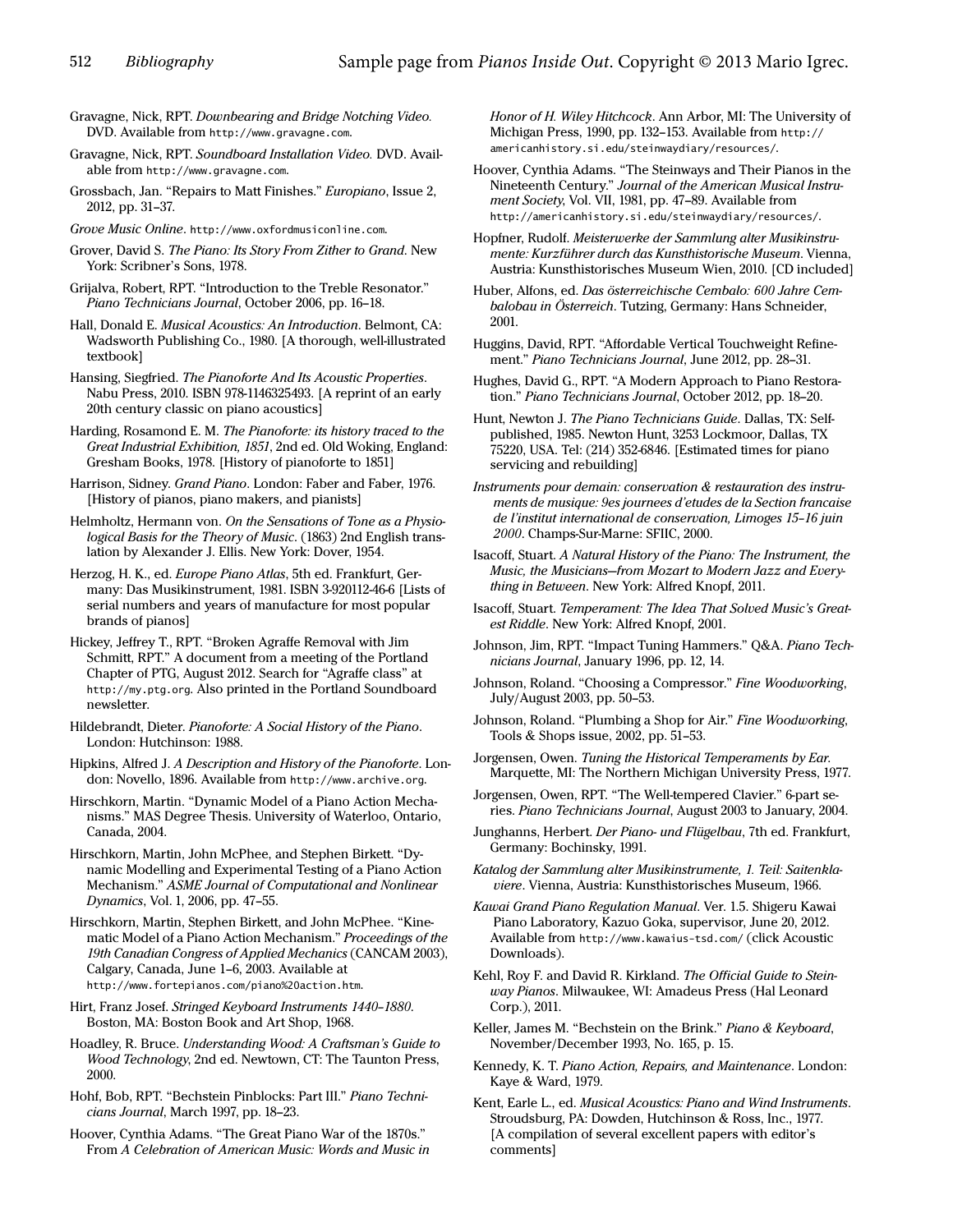Gravagne, Nick, RPT. *Downbearing and Bridge Notching Video.* DVD. Available from http://www.gravagne.com.

Gravagne, Nick, RPT. *Soundboard Installation Video.* DVD. Available from http://www.gravagne.com.

Grossbach, Jan. "Repairs to Matt Finishes." *Europiano*, Issue 2, 2012, pp. 31–37.

*Grove Music Online*. http://www.oxfordmusiconline.com.

Grover, David S. *The Piano: Its Story From Zither to Grand*. New York: Scribner's Sons, 1978.

Grijalva, Robert, RPT. "Introduction to the Treble Resonator." *Piano Technicians Journal*, October 2006, pp. 16–18.

Hall, Donald E. *Musical Acoustics: An Introduction*. Belmont, CA: Wadsworth Publishing Co., 1980. [A thorough, well-illustrated textbook]

Hansing, Siegfried. *The Pianoforte And Its Acoustic Properties*. Nabu Press, 2010. ISBN 978-1146325493. [A reprint of an early 20th century classic on piano acoustics]

Harding, Rosamond E. M. *The Pianoforte: its history traced to the Great Industrial Exhibition, 1851*, 2nd ed. Old Woking, England: Gresham Books, 1978. [History of pianoforte to 1851]

Harrison, Sidney. *Grand Piano*. London: Faber and Faber, 1976. [History of pianos, piano makers, and pianists]

Helmholtz, Hermann von. *On the Sensations of Tone as a Physiological Basis for the Theory of Music*. (1863) 2nd English translation by Alexander J. Ellis. New York: Dover, 1954.

Herzog, H. K., ed. *Europe Piano Atlas*, 5th ed. Frankfurt, Germany: Das Musikinstrument, 1981. ISBN 3-920112-46-6 [Lists of serial numbers and years of manufacture for most popular brands of pianos]

Hickey, Jeffrey T., RPT. "Broken Agraffe Removal with Jim Schmitt, RPT." A document from a meeting of the Portland Chapter of PTG, August 2012. Search for "Agraffe class" at http://my.ptg.org. Also printed in the Portland Soundboard newsletter.

Hildebrandt, Dieter. *Pianoforte: A Social History of the Piano*. London: Hutchinson: 1988.

Hipkins, Alfred J. *A Description and History of the Pianoforte*. London: Novello, 1896. Available from http://www.archive.org.

Hirschkorn, Martin. "Dynamic Model of a Piano Action Mechanisms." MAS Degree Thesis. University of Waterloo, Ontario, Canada, 2004.

Hirschkorn, Martin, John McPhee, and Stephen Birkett. "Dynamic Modelling and Experimental Testing of a Piano Action Mechanism." *ASME Journal of Computational and Nonlinear Dynamics*, Vol. 1, 2006, pp. 47–55.

Hirschkorn, Martin, Stephen Birkett, and John McPhee. "Kinematic Model of a Piano Action Mechanism." *Proceedings of the 19th Canadian Congress of Applied Mechanics* (CANCAM 2003), Calgary, Canada, June 1–6, 2003. Available at http://www.fortepianos.com/piano%20action.htm.

Hirt, Franz Josef. *Stringed Keyboard Instruments 1440–1880*. Boston, MA: Boston Book and Art Shop, 1968.

Hoadley, R. Bruce. *Understanding Wood: A Craftsman's Guide to Wood Technology*, 2nd ed. Newtown, CT: The Taunton Press, 2000.

Hohf, Bob, RPT. "Bechstein Pinblocks: Part III." *Piano Technicians Journal*, March 1997, pp. 18–23.

Hoover, Cynthia Adams. "The Great Piano War of the 1870s." From *A Celebration of American Music: Words and Music in Honor of H. Wiley Hitchcock*. Ann Arbor, MI: The University of Michigan Press, 1990, pp. 132–153. Available from http://americanhistory.si.edu/steinwaydiary/resources/.

Hoover, Cynthia Adams. "The Steinways and Their Pianos in the Nineteenth Century." *Journal of the American Musical Instrument Society*, Vol. VII, 1981, pp. 47–89. Available from http://americanhistory.si.edu/steinwaydiary/resources/.

Hopfner, Rudolf. *Meisterwerke der Sammlung alter Musikinstrumente: Kurzführer durch das Kunsthistorische Museum*. Vienna, Austria: Kunsthistorisches Museum Wien, 2010. [CD included]

Huber, Alfons, ed. *Das österreichische Cembalo: 600 Jahre Cembalobau in Österreich*. Tutzing, Germany: Hans Schneider, 2001.

Huggins, David, RPT. "Affordable Vertical Touchweight Refinement." *Piano Technicians Journal*, June 2012, pp. 28–31.

Hughes, David G., RPT. "A Modern Approach to Piano Restoration." *Piano Technicians Journal*, October 2012, pp. 18–20.

Hunt, Newton J. *The Piano Technicians Guide*. Dallas, TX: Self-published, 1985. Newton Hunt, 3253 Lockmoor, Dallas, TX 75220, USA. Tel: (214) 352-6846. [Estimated times for piano servicing and rebuilding]

*Instruments pour demain: conservation & restauration des instruments de musique: 9es journees d'etudes de la Section francaise de l'institut international de conservation, Limoges 15–16 juin 2000*. Champs-Sur-Marne: SFIIC, 2000.

Isacoff, Stuart. *A Natural History of the Piano: The Instrument, the Music, the Musicians—from Mozart to Modern Jazz and Everything in Between*. New York: Alfred Knopf, 2011.

Isacoff, Stuart. *Temperament: The Idea That Solved Music's Greatest Riddle*. New York: Alfred Knopf, 2001.

Johnson, Jim, RPT. "Impact Tuning Hammers." Q&A. *Piano Technicians Journal*, January 1996, pp. 12, 14.

Johnson, Roland. "Choosing a Compressor." *Fine Woodworking*, July/August 2003, pp. 50–53.

Johnson, Roland. "Plumbing a Shop for Air." *Fine Woodworking*, Tools & Shops issue, 2002, pp. 51–53.

Jorgensen, Owen. *Tuning the Historical Temperaments by Ear.* Marquette, MI: The Northern Michigan University Press, 1977.

Jorgensen, Owen, RPT. "The Well-tempered Clavier." 6-part series. *Piano Technicians Journal*, August 2003 to January, 2004.

Junghanns, Herbert. *Der Piano- und Flügelbau*, 7th ed. Frankfurt, Germany: Bochinsky, 1991.

*Katalog der Sammlung alter Musikinstrumente, 1. Teil: Saitenklaviere*. Vienna, Austria: Kunsthistorisches Museum, 1966.

*Kawai Grand Piano Regulation Manual*. Ver. 1.5. Shigeru Kawai Piano Laboratory, Kazuo Goka, supervisor, June 20, 2012. Available from http://www.kawaius-tsd.com/ (click Acoustic Downloads).

Kehl, Roy F. and David R. Kirkland. *The Official Guide to Steinway Pianos*. Milwaukee, WI: Amadeus Press (Hal Leonard Corp.), 2011.

Keller, James M. "Bechstein on the Brink." *Piano & Keyboard*, November/December 1993, No. 165, p. 15.

Kennedy, K. T. *Piano Action, Repairs, and Maintenance*. London: Kaye & Ward, 1979.

Kent, Earle L., ed. *Musical Acoustics: Piano and Wind Instruments*. Stroudsburg, PA: Dowden, Hutchinson & Ross, Inc., 1977. [A compilation of several excellent papers with editor's comments]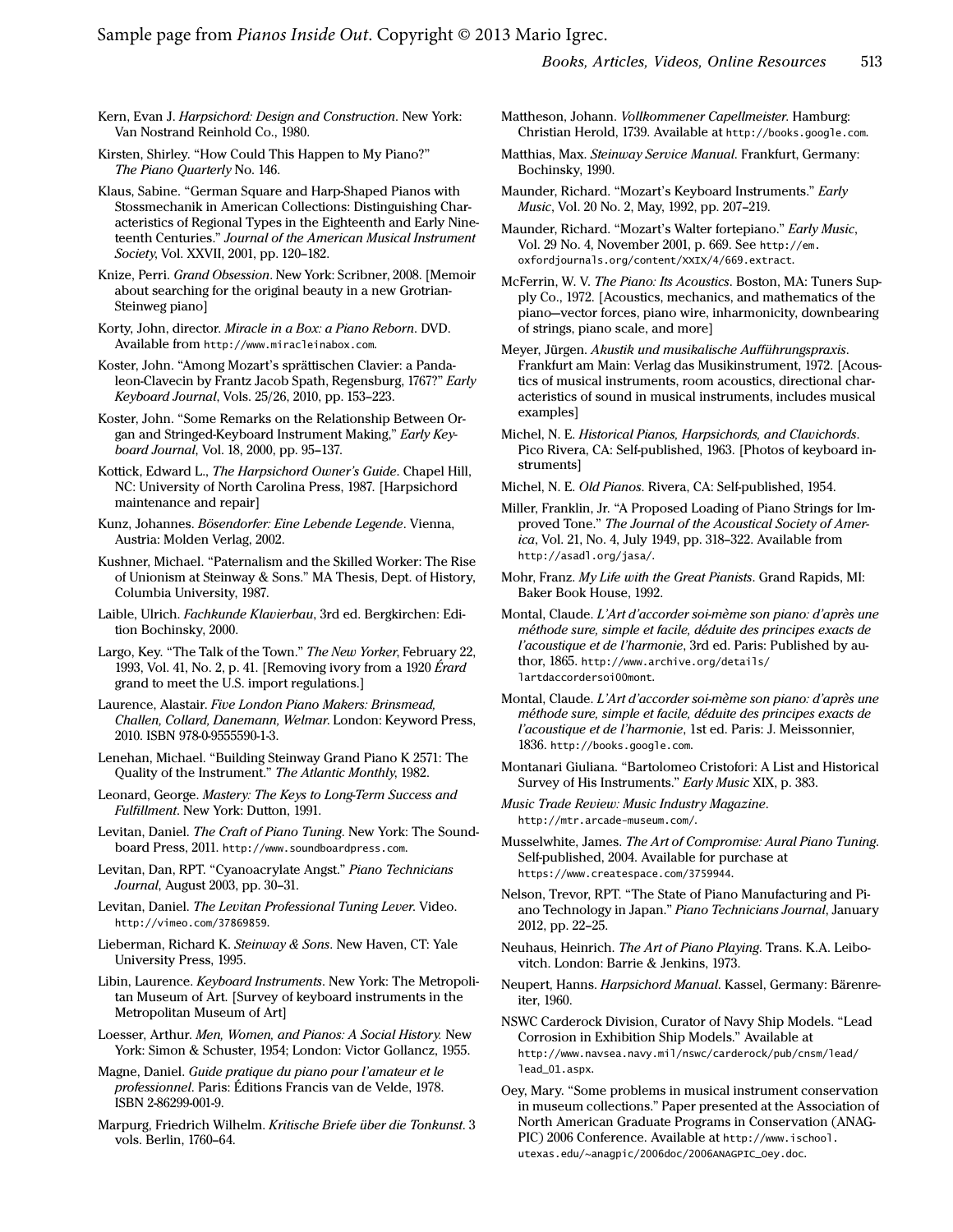Sample page from *Pianos Inside Out*. Copyright © 2013 Mario Igrec.

Kern, Evan J. *Harpsichord: Design and Construction*. New York: Van Nostrand Reinhold Co., 1980.

Kirsten, Shirley. "How Could This Happen to My Piano?" *The Piano Quarterly* No. 146.

Klaus, Sabine. "German Square and Harp-Shaped Pianos with Stossmechanik in American Collections: Distinguishing Characteristics of Regional Types in the Eighteenth and Early Nineteenth Centuries." *Journal of the American Musical Instrument Society*, Vol. XXVII, 2001, pp. 120–182.

Knize, Perri. *Grand Obsession*. New York: Scribner, 2008. [Memoir about searching for the original beauty in a new Grotrian-Steinweg piano]

Korty, John, director. *Miracle in a Box: a Piano Reborn*. DVD. Available from http://www.miracleinabox.com.

Koster, John. "Among Mozart's sprättischen Clavier: a Pandaleon-Clavecin by Frantz Jacob Spath, Regensburg, 1767?" *Early Keyboard Journal*, Vols. 25/26, 2010, pp. 153–223.

Koster, John. "Some Remarks on the Relationship Between Organ and Stringed-Keyboard Instrument Making," *Early Keyboard Journal*, Vol. 18, 2000, pp. 95–137.

Kottick, Edward L., *The Harpsichord Owner's Guide*. Chapel Hill, NC: University of North Carolina Press, 1987. [Harpsichord maintenance and repair]

Kunz, Johannes. *Bösendorfer: Eine Lebende Legende*. Vienna, Austria: Molden Verlag, 2002.

Kushner, Michael. "Paternalism and the Skilled Worker: The Rise of Unionism at Steinway & Sons." MA Thesis, Dept. of History, Columbia University, 1987.

Laible, Ulrich. *Fachkunde Klavierbau*, 3rd ed. Bergkirchen: Edition Bochinsky, 2000.

Largo, Key. "The Talk of the Town." *The New Yorker*, February 22, 1993, Vol. 41, No. 2, p. 41. [Removing ivory from a 1920 *Érard* grand to meet the U.S. import regulations.]

Laurence, Alastair. *Five London Piano Makers: Brinsmead, Challen, Collard, Danemann, Welmar*. London: Keyword Press, 2010. ISBN 978-0-9555590-1-3.

Lenehan, Michael. "Building Steinway Grand Piano K 2571: The Quality of the Instrument." *The Atlantic Monthly*, 1982.

Leonard, George. *Mastery: The Keys to Long-Term Success and Fulfillment*. New York: Dutton, 1991.

Levitan, Daniel. *The Craft of Piano Tuning*. New York: The Soundboard Press, 2011. http://www.soundboardpress.com.

Levitan, Dan, RPT. "Cyanoacrylate Angst." *Piano Technicians Journal*, August 2003, pp. 30–31.

Levitan, Daniel. *The Levitan Professional Tuning Lever*. Video. http://vimeo.com/37869859.

Lieberman, Richard K. *Steinway & Sons*. New Haven, CT: Yale University Press, 1995.

Libin, Laurence. *Keyboard Instruments*. New York: The Metropolitan Museum of Art. [Survey of keyboard instruments in the Metropolitan Museum of Art]

Loesser, Arthur. *Men, Women, and Pianos: A Social History.* New York: Simon & Schuster, 1954; London: Victor Gollancz, 1955.

Magne, Daniel. *Guide pratique du piano pour l'amateur et le professionnel*. Paris: Éditions Francis van de Velde, 1978. ISBN 2-86299-001-9.

Marpurg, Friedrich Wilhelm. *Kritische Briefe über die Tonkunst*. 3 vols. Berlin, 1760–64.

Mattheson, Johann. *Vollkommener Capellmeister*. Hamburg: Christian Herold, 1739. Available at http://books.google.com.

Matthias, Max. *Steinway Service Manual*. Frankfurt, Germany: Bochinsky, 1990.

Maunder, Richard. "Mozart's Keyboard Instruments." *Early Music*, Vol. 20 No. 2, May, 1992, pp. 207–219.

Maunder, Richard. "Mozart's Walter fortepiano." *Early Music*, Vol. 29 No. 4, November 2001, p. 669. See http://em.oxfordjournals.org/content/XXIX/4/669.extract.

McFerrin, W. V. *The Piano: Its Acoustics*. Boston, MA: Tuners Supply Co., 1972. [Acoustics, mechanics, and mathematics of the piano—vector forces, piano wire, inharmonicity, downbearing of strings, piano scale, and more]

Meyer, Jürgen. *Akustik und musikalische Aufführungspraxis*. Frankfurt am Main: Verlag das Musikinstrument, 1972. [Acoustics of musical instruments, room acoustics, directional characteristics of sound in musical instruments, includes musical examples]

Michel, N. E. *Historical Pianos, Harpsichords, and Clavichords*. Pico Rivera, CA: Self-published, 1963. [Photos of keyboard instruments]

Michel, N. E. *Old Pianos*. Rivera, CA: Self-published, 1954.

Miller, Franklin, Jr. "A Proposed Loading of Piano Strings for Improved Tone." *The Journal of the Acoustical Society of America*, Vol. 21, No. 4, July 1949, pp. 318–322. Available from http://asadl.org/jasa/.

Mohr, Franz. *My Life with the Great Pianists*. Grand Rapids, MI: Baker Book House, 1992.

Montal, Claude. *L'Art d'accorder soi-même son piano: d'après une méthode sure, simple et facile, déduite des principes exacts de l'acoustique et de l'harmonie*, 3rd ed. Paris: Published by author, 1865. http://www.archive.org/details/lartdaccordersoi00mont.

Montal, Claude. *L'Art d'accorder soi-même son piano: d'après une méthode sure, simple et facile, déduite des principes exacts de l'acoustique et de l'harmonie*, 1st ed. Paris: J. Meissonnier, 1836. http://books.google.com.

Montanari Giuliana. "Bartolomeo Cristofori: A List and Historical Survey of His Instruments." *Early Music* XIX, p. 383.

*Music Trade Review: Music Industry Magazine*. http://mtr.arcade-museum.com/.

Musselwhite, James. *The Art of Compromise: Aural Piano Tuning*. Self-published, 2004. Available for purchase at https://www.createspace.com/3759944.

Nelson, Trevor, RPT. "The State of Piano Manufacturing and Piano Technology in Japan." *Piano Technicians Journal*, January 2012, pp. 22–25.

Neuhaus, Heinrich. *The Art of Piano Playing*. Trans. K.A. Leibovitch. London: Barrie & Jenkins, 1973.

Neupert, Hanns. *Harpsichord Manual*. Kassel, Germany: Bärenreiter, 1960.

NSWC Carderock Division, Curator of Navy Ship Models. "Lead Corrosion in Exhibition Ship Models." Available at http://www.navsea.navy.mil/nswc/carderock/pub/cnsm/lead/lead_01.aspx.

Oey, Mary. "Some problems in musical instrument conservation in museum collections." Paper presented at the Association of North American Graduate Programs in Conservation (ANAGPIC) 2006 Conference. Available at http://www.ischool.utexas.edu/~anagpic/2006doc/2006ANAGPIC_Oey.doc.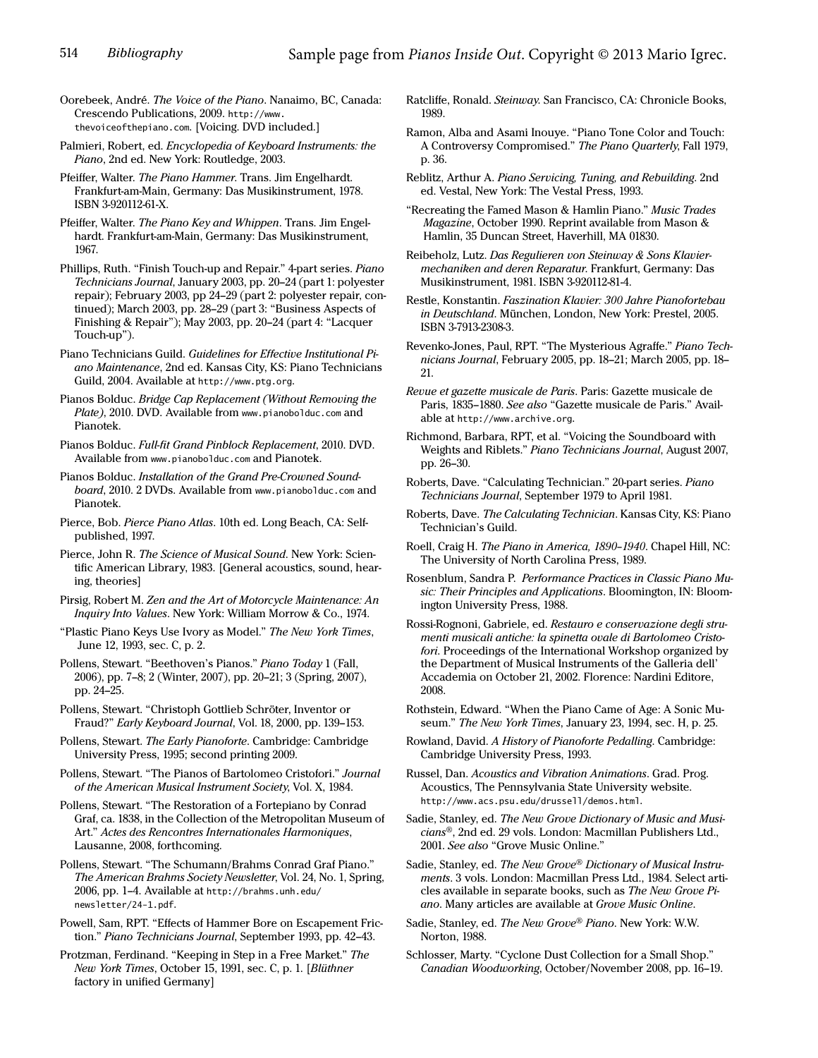Oorebeek, André. *The Voice of the Piano*. Nanaimo, BC, Canada: Crescendo Publications, 2009. http://www.thevoiceofthepiano.com. [Voicing. DVD included.]

Palmieri, Robert, ed. *Encyclopedia of Keyboard Instruments: the Piano*, 2nd ed. New York: Routledge, 2003.

Pfeiffer, Walter. *The Piano Hammer*. Trans. Jim Engelhardt. Frankfurt-am-Main, Germany: Das Musikinstrument, 1978. ISBN 3-920112-61-X.

Pfeiffer, Walter. *The Piano Key and Whippen*. Trans. Jim Engelhardt. Frankfurt-am-Main, Germany: Das Musikinstrument, 1967.

Phillips, Ruth. "Finish Touch-up and Repair." 4-part series. *Piano Technicians Journal*, January 2003, pp. 20–24 (part 1: polyester repair); February 2003, pp 24–29 (part 2: polyester repair, continued); March 2003, pp. 28–29 (part 3: "Business Aspects of Finishing & Repair"); May 2003, pp. 20–24 (part 4: "Lacquer Touch-up").

Piano Technicians Guild. *Guidelines for Effective Institutional Piano Maintenance*, 2nd ed. Kansas City, KS: Piano Technicians Guild, 2004. Available at http://www.ptg.org.

Pianos Bolduc. *Bridge Cap Replacement (Without Removing the Plate)*, 2010. DVD. Available from www.pianobolduc.com and Pianotek.

Pianos Bolduc. *Full-fit Grand Pinblock Replacement*, 2010. DVD. Available from www.pianobolduc.com and Pianotek.

Pianos Bolduc. *Installation of the Grand Pre-Crowned Soundboard*, 2010. 2 DVDs. Available from www.pianobolduc.com and Pianotek.

Pierce, Bob. *Pierce Piano Atlas*. 10th ed. Long Beach, CA: Self-published, 1997.

Pierce, John R. *The Science of Musical Sound*. New York: Scientific American Library, 1983. [General acoustics, sound, hearing, theories]

Pirsig, Robert M. *Zen and the Art of Motorcycle Maintenance: An Inquiry Into Values*. New York: William Morrow & Co., 1974.

"Plastic Piano Keys Use Ivory as Model." *The New York Times*, June 12, 1993, sec. C, p. 2.

Pollens, Stewart. "Beethoven's Pianos." *Piano Today* 1 (Fall, 2006), pp. 7–8; 2 (Winter, 2007), pp. 20–21; 3 (Spring, 2007), pp. 24–25.

Pollens, Stewart. "Christoph Gottlieb Schröter, Inventor or Fraud?" *Early Keyboard Journal*, Vol. 18, 2000, pp. 139–153.

Pollens, Stewart. *The Early Pianoforte*. Cambridge: Cambridge University Press, 1995; second printing 2009.

Pollens, Stewart. "The Pianos of Bartolomeo Cristofori." *Journal of the American Musical Instrument Society*, Vol. X, 1984.

Pollens, Stewart. "The Restoration of a Fortepiano by Conrad Graf, ca. 1838, in the Collection of the Metropolitan Museum of Art." *Actes des Rencontres Internationales Harmoniques*, Lausanne, 2008, forthcoming.

Pollens, Stewart. "The Schumann/Brahms Conrad Graf Piano." *The American Brahms Society Newsletter*, Vol. 24, No. 1, Spring, 2006, pp. 1–4. Available at http://brahms.unh.edu/newsletter/24-1.pdf.

Powell, Sam, RPT. "Effects of Hammer Bore on Escapement Friction." *Piano Technicians Journal*, September 1993, pp. 42–43.

Protzman, Ferdinand. "Keeping in Step in a Free Market." *The New York Times*, October 15, 1991, sec. C, p. 1. [*Blüthner* factory in unified Germany]

Ratcliffe, Ronald. *Steinway*. San Francisco, CA: Chronicle Books, 1989.

Ramon, Alba and Asami Inouye. "Piano Tone Color and Touch: A Controversy Compromised." *The Piano Quarterly*, Fall 1979, p. 36.

Reblitz, Arthur A. *Piano Servicing, Tuning, and Rebuilding*. 2nd ed. Vestal, New York: The Vestal Press, 1993.

"Recreating the Famed Mason & Hamlin Piano." *Music Trades Magazine*, October 1990. Reprint available from Mason & Hamlin, 35 Duncan Street, Haverhill, MA 01830.

Reibeholz, Lutz. *Das Regulieren von Steinway & Sons Klaviermechaniken and deren Reparatur*. Frankfurt, Germany: Das Musikinstrument, 1981. ISBN 3-920112-81-4.

Restle, Konstantin. *Faszination Klavier: 300 Jahre Pianofortebau in Deutschland*. München, London, New York: Prestel, 2005. ISBN 3-7913-2308-3.

Revenko-Jones, Paul, RPT. "The Mysterious Agraffe." *Piano Technicians Journal*, February 2005, pp. 18–21; March 2005, pp. 18–21.

*Revue et gazette musicale de Paris*. Paris: Gazette musicale de Paris, 1835–1880. *See also* "Gazette musicale de Paris." Available at http://www.archive.org.

Richmond, Barbara, RPT, et al. "Voicing the Soundboard with Weights and Riblets." *Piano Technicians Journal*, August 2007, pp. 26–30.

Roberts, Dave. "Calculating Technician." 20-part series. *Piano Technicians Journal*, September 1979 to April 1981.

Roberts, Dave. *The Calculating Technician*. Kansas City, KS: Piano Technician's Guild.

Roell, Craig H. *The Piano in America, 1890–1940*. Chapel Hill, NC: The University of North Carolina Press, 1989.

Rosenblum, Sandra P. *Performance Practices in Classic Piano Music: Their Principles and Applications*. Bloomington, IN: Bloomington University Press, 1988.

Rossi-Rognoni, Gabriele, ed. *Restauro e conservazione degli strumenti musicali antiche: la spinetta ovale di Bartolomeo Cristofori*. Proceedings of the International Workshop organized by the Department of Musical Instruments of the Galleria dell' Accademia on October 21, 2002. Florence: Nardini Editore, 2008.

Rothstein, Edward. "When the Piano Came of Age: A Sonic Museum." *The New York Times*, January 23, 1994, sec. H, p. 25.

Rowland, David. *A History of Pianoforte Pedalling*. Cambridge: Cambridge University Press, 1993.

Russel, Dan. *Acoustics and Vibration Animations*. Grad. Prog. Acoustics, The Pennsylvania State University website. http://www.acs.psu.edu/drussell/demos.html.

Sadie, Stanley, ed. *The New Grove Dictionary of Music and Musicians®*, 2nd ed. 29 vols. London: Macmillan Publishers Ltd., 2001. *See also* "Grove Music Online."

Sadie, Stanley, ed. *The New Grove® Dictionary of Musical Instruments*. 3 vols. London: Macmillan Press Ltd., 1984. Select articles available in separate books, such as *The New Grove Piano*. Many articles are available at *Grove Music Online*.

Sadie, Stanley, ed. *The New Grove® Piano*. New York: W.W. Norton, 1988.

Schlosser, Marty. "Cyclone Dust Collection for a Small Shop." *Canadian Woodworking*, October/November 2008, pp. 16–19.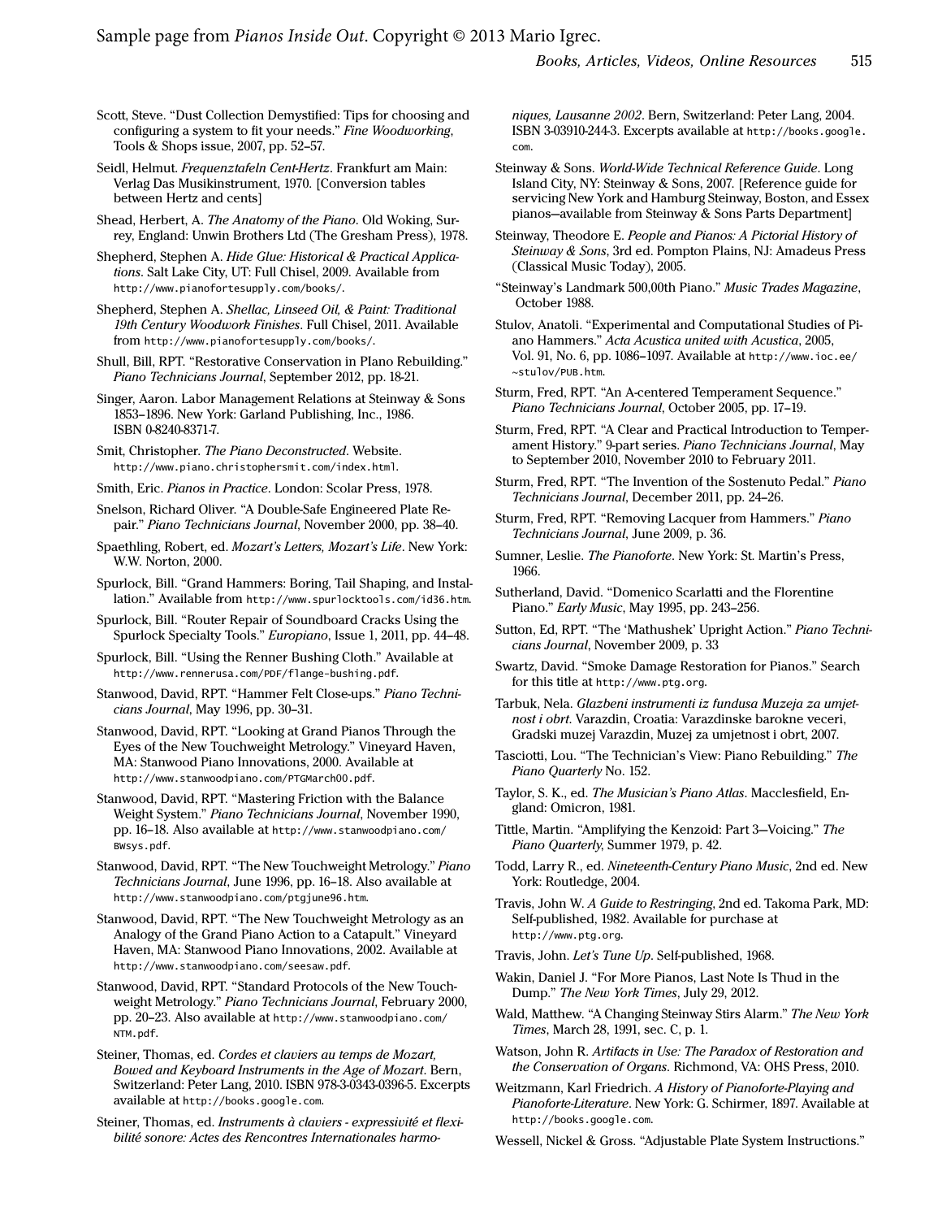Scott, Steve. “Dust Collection Demystified: Tips for choosing and configuring a system to fit your needs.” *Fine Woodworking*, Tools & Shops issue, 2007, pp. 52–57.

Seidl, Helmut. *Frequenztafeln Cent-Hertz*. Frankfurt am Main: Verlag Das Musikinstrument, 1970. [Conversion tables between Hertz and cents]

Shead, Herbert, A. *The Anatomy of the Piano*. Old Woking, Surrey, England: Unwin Brothers Ltd (The Gresham Press), 1978.

Shepherd, Stephen A. *Hide Glue: Historical & Practical Applications*. Salt Lake City, UT: Full Chisel, 2009. Available from http://www.pianofortesupply.com/books/.

Shepherd, Stephen A. *Shellac, Linseed Oil, & Paint: Traditional 19th Century Woodwork Finishes*. Full Chisel, 2011. Available from http://www.pianofortesupply.com/books/.

Shull, Bill, RPT. “Restorative Conservation in Plano Rebuilding.” *Piano Technicians Journal*, September 2012, pp. 18-21.

Singer, Aaron. Labor Management Relations at Steinway & Sons 1853–1896. New York: Garland Publishing, Inc., 1986. ISBN 0-8240-8371-7.

Smit, Christopher. *The Piano Deconstructed*. Website. http://www.piano.christophersmit.com/index.html.

Smith, Eric. *Pianos in Practice*. London: Scolar Press, 1978.

Snelson, Richard Oliver. “A Double-Safe Engineered Plate Repair.” *Piano Technicians Journal*, November 2000, pp. 38–40.

Spaethling, Robert, ed. *Mozart’s Letters, Mozart’s Life*. New York: W.W. Norton, 2000.

Spurlock, Bill. “Grand Hammers: Boring, Tail Shaping, and Installation.” Available from http://www.spurlocktools.com/id36.htm.

Spurlock, Bill. “Router Repair of Soundboard Cracks Using the Spurlock Specialty Tools.” *Europiano*, Issue 1, 2011, pp. 44–48.

Spurlock, Bill. “Using the Renner Bushing Cloth.” Available at http://www.rennerusa.com/PDF/flange-bushing.pdf.

Stanwood, David, RPT. “Hammer Felt Close-ups.” *Piano Technicians Journal*, May 1996, pp. 30–31.

Stanwood, David, RPT. “Looking at Grand Pianos Through the Eyes of the New Touchweight Metrology.” Vineyard Haven, MA: Stanwood Piano Innovations, 2000. Available at http://www.stanwoodpiano.com/PTGMarch00.pdf.

Stanwood, David, RPT. “Mastering Friction with the Balance Weight System.” *Piano Technicians Journal*, November 1990, pp. 16–18. Also available at http://www.stanwoodpiano.com/BWsys.pdf.

Stanwood, David, RPT. “The New Touchweight Metrology.” *Piano Technicians Journal*, June 1996, pp. 16–18. Also available at http://www.stanwoodpiano.com/ptgjune96.htm.

Stanwood, David, RPT. “The New Touchweight Metrology as an Analogy of the Grand Piano Action to a Catapult.” Vineyard Haven, MA: Stanwood Piano Innovations, 2002. Available at http://www.stanwoodpiano.com/seesaw.pdf.

Stanwood, David, RPT. “Standard Protocols of the New Touchweight Metrology.” *Piano Technicians Journal*, February 2000, pp. 20–23. Also available at http://www.stanwoodpiano.com/NTM.pdf.

Steiner, Thomas, ed. *Cordes et claviers au temps de Mozart, Bowed and Keyboard Instruments in the Age of Mozart*. Bern, Switzerland: Peter Lang, 2010. ISBN 978-3-0343-0396-5. Excerpts available at http://books.google.com.

Steiner, Thomas, ed. *Instruments à claviers - expressivité et flexibilité sonore: Actes des Rencontres Internationales harmoniques, Lausanne 2002*. Bern, Switzerland: Peter Lang, 2004. ISBN 3-03910-244-3. Excerpts available at http://books.google.com.

Steinway & Sons. *World-Wide Technical Reference Guide*. Long Island City, NY: Steinway & Sons, 2007. [Reference guide for servicing New York and Hamburg Steinway, Boston, and Essex pianos—available from Steinway & Sons Parts Department]

Steinway, Theodore E. *People and Pianos: A Pictorial History of Steinway & Sons*, 3rd ed. Pompton Plains, NJ: Amadeus Press (Classical Music Today), 2005.

“Steinway’s Landmark 500,00th Piano.” *Music Trades Magazine*, October 1988.

Stulov, Anatoli. “Experimental and Computational Studies of Piano Hammers.” *Acta Acustica united with Acustica*, 2005, Vol. 91, No. 6, pp. 1086–1097. Available at http://www.ioc.ee/~stulov/PUB.htm.

Sturm, Fred, RPT. “An A-centered Temperament Sequence.” *Piano Technicians Journal*, October 2005, pp. 17–19.

Sturm, Fred, RPT. “A Clear and Practical Introduction to Temperament History.” 9-part series. *Piano Technicians Journal*, May to September 2010, November 2010 to February 2011.

Sturm, Fred, RPT. “The Invention of the Sostenuto Pedal.” *Piano Technicians Journal*, December 2011, pp. 24–26.

Sturm, Fred, RPT. “Removing Lacquer from Hammers.” *Piano Technicians Journal*, June 2009, p. 36.

Sumner, Leslie. *The Pianoforte*. New York: St. Martin’s Press, 1966.

Sutherland, David. “Domenico Scarlatti and the Florentine Piano.” *Early Music*, May 1995, pp. 243–256.

Sutton, Ed, RPT. “The ‘Mathushek’ Upright Action.” *Piano Technicians Journal*, November 2009, p. 33

Swartz, David. “Smoke Damage Restoration for Pianos.” Search for this title at http://www.ptg.org.

Tarbuk, Nela. *Glazbeni instrumenti iz fundusa Muzeja za umjetnost i obrt*. Varazdin, Croatia: Varazdinske barokne veceri, Gradski muzej Varazdin, Muzej za umjetnost i obrt, 2007.

Tasciotti, Lou. “The Technician’s View: Piano Rebuilding.” *The Piano Quarterly* No. 152.

Taylor, S. K., ed. *The Musician’s Piano Atlas*. Macclesfield, England: Omicron, 1981.

Tittle, Martin. “Amplifying the Kenzoid: Part 3—Voicing.” *The Piano Quarterly*, Summer 1979, p. 42.

Todd, Larry R., ed. *Nineteenth-Century Piano Music*, 2nd ed. New York: Routledge, 2004.

Travis, John W. *A Guide to Restringing*, 2nd ed. Takoma Park, MD: Self-published, 1982. Available for purchase at http://www.ptg.org.

Travis, John. *Let’s Tune Up*. Self-published, 1968.

Wakin, Daniel J. “For More Pianos, Last Note Is Thud in the Dump.” *The New York Times*, July 29, 2012.

Wald, Matthew. “A Changing Steinway Stirs Alarm.” *The New York Times*, March 28, 1991, sec. C, p. 1.

Watson, John R. *Artifacts in Use: The Paradox of Restoration and the Conservation of Organs*. Richmond, VA: OHS Press, 2010.

Weitzmann, Karl Friedrich. *A History of Pianoforte-Playing and Pianoforte-Literature*. New York: G. Schirmer, 1897. Available at http://books.google.com.

Wessell, Nickel & Gross. “Adjustable Plate System Instructions.”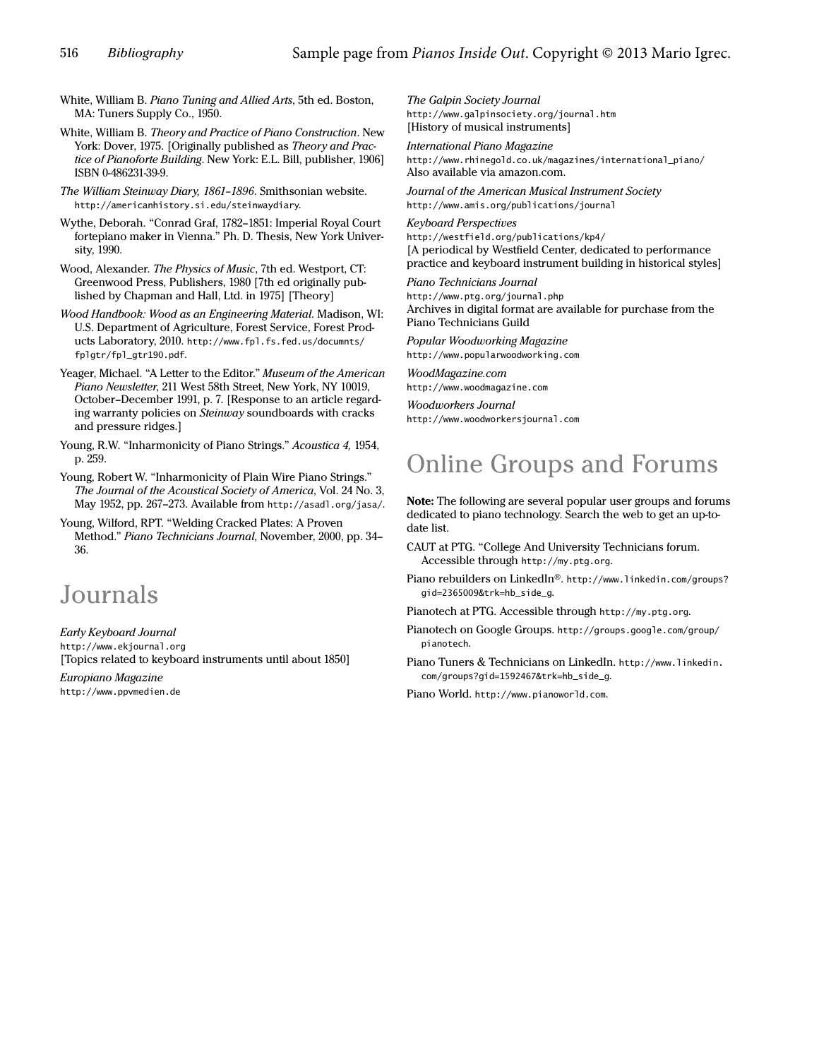White, William B. *Piano Tuning and Allied Arts*, 5th ed. Boston, MA: Tuners Supply Co., 1950.

White, William B. *Theory and Practice of Piano Construction*. New York: Dover, 1975. [Originally published as *Theory and Practice of Pianoforte Building*. New York: E.L. Bill, publisher, 1906] ISBN 0-486231-39-9.

*The William Steinway Diary, 1861–1896*. Smithsonian website. http://americanhistory.si.edu/steinwaydiary.

Wythe, Deborah. "Conrad Graf, 1782–1851: Imperial Royal Court fortepiano maker in Vienna." Ph. D. Thesis, New York University, 1990.

Wood, Alexander. *The Physics of Music*, 7th ed. Westport, CT: Greenwood Press, Publishers, 1980 [7th ed originally published by Chapman and Hall, Ltd. in 1975] [Theory]

*Wood Handbook: Wood as an Engineering Material*. Madison, WI: U.S. Department of Agriculture, Forest Service, Forest Products Laboratory, 2010. http://www.fpl.fs.fed.us/documnts/fplgtr/fpl_gtr190.pdf.

Yeager, Michael. "A Letter to the Editor." *Museum of the American Piano Newsletter*, 211 West 58th Street, New York, NY 10019, October–December 1991, p. 7. [Response to an article regarding warranty policies on *Steinway* soundboards with cracks and pressure ridges.]

Young, R.W. "Inharmonicity of Piano Strings." *Acoustica 4,* 1954, p. 259.

Young, Robert W. "Inharmonicity of Plain Wire Piano Strings." *The Journal of the Acoustical Society of America*, Vol. 24 No. 3, May 1952, pp. 267–273. Available from http://asadl.org/jasa/.

Young, Wilford, RPT. "Welding Cracked Plates: A Proven Method." *Piano Technicians Journal*, November, 2000, pp. 34–36.

# Journals

*Early Keyboard Journal*
http://www.ekjournal.org
[Topics related to keyboard instruments until about 1850]

*Europiano Magazine*
http://www.ppvmedien.de

*The Galpin Society Journal*
http://www.galpinsociety.org/journal.htm
[History of musical instruments]

*International Piano Magazine*
http://www.rhinegold.co.uk/magazines/international_piano/
Also available via amazon.com.

*Journal of the American Musical Instrument Society*
http://www.amis.org/publications/journal

*Keyboard Perspectives*
http://westfield.org/publications/kp4/
[A periodical by Westfield Center, dedicated to performance practice and keyboard instrument building in historical styles]

*Piano Technicians Journal*
http://www.ptg.org/journal.php
Archives in digital format are available for purchase from the Piano Technicians Guild

*Popular Woodworking Magazine*
http://www.popularwoodworking.com

*WoodMagazine.com*
http://www.woodmagazine.com

*Woodworkers Journal*
http://www.woodworkersjournal.com

# Online Groups and Forums

**Note:** The following are several popular user groups and forums dedicated to piano technology. Search the web to get an up-to-date list.

CAUT at PTG. "College And University Technicians forum. Accessible through http://my.ptg.org.

Piano rebuilders on LinkedIn®. http://www.linkedin.com/groups?gid=2365009&trk=hb_side_g.

Pianotech at PTG. Accessible through http://my.ptg.org.

Pianotech on Google Groups. http://groups.google.com/group/pianotech.

Piano Tuners & Technicians on LinkedIn. http://www.linkedin.com/groups?gid=1592467&trk=hb_side_g.

Piano World. http://www.pianoworld.com.